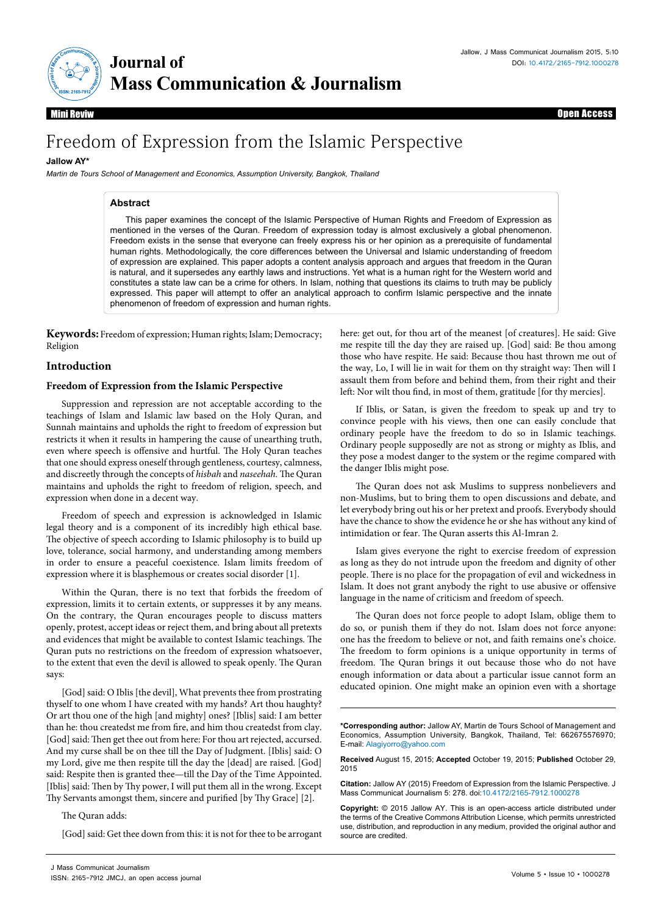# Journal of Mass Communication & Journalism

Jallow, J Mass Communicat Journalism 2015, 5:10
DOI: 10.4172/2165-7912.1000278

Mini Reviw | Open Access

# Freedom of Expression from the Islamic Perspective

**Jallow AY***

*Martin de Tours School of Management and Economics, Assumption University, Bangkok, Thailand*

## Abstract

This paper examines the concept of the Islamic Perspective of Human Rights and Freedom of Expression as mentioned in the verses of the Quran. Freedom of expression today is almost exclusively a global phenomenon. Freedom exists in the sense that everyone can freely express his or her opinion as a prerequisite of fundamental human rights. Methodologically, the core differences between the Universal and Islamic understanding of freedom of expression are explained. This paper adopts a content analysis approach and argues that freedom in the Quran is natural, and it supersedes any earthly laws and instructions. Yet what is a human right for the Western world and constitutes a state law can be a crime for others. In Islam, nothing that questions its claims to truth may be publicly expressed. This paper will attempt to offer an analytical approach to confirm Islamic perspective and the innate phenomenon of freedom of expression and human rights.

**Keywords:** Freedom of expression; Human rights; Islam; Democracy; Religion

## Introduction

### Freedom of Expression from the Islamic Perspective

Suppression and repression are not acceptable according to the teachings of Islam and Islamic law based on the Holy Quran, and Sunnah maintains and upholds the right to freedom of expression but restricts it when it results in hampering the cause of unearthing truth, even where speech is offensive and hurtful. The Holy Quran teaches that one should express oneself through gentleness, courtesy, calmness, and discreetly through the concepts of *hisbah* and *naseehah.* The Quran maintains and upholds the right to freedom of religion, speech, and expression when done in a decent way.

Freedom of speech and expression is acknowledged in Islamic legal theory and is a component of its incredibly high ethical base. The objective of speech according to Islamic philosophy is to build up love, tolerance, social harmony, and understanding among members in order to ensure a peaceful coexistence. Islam limits freedom of expression where it is blasphemous or creates social disorder [1].

Within the Quran, there is no text that forbids the freedom of expression, limits it to certain extents, or suppresses it by any means. On the contrary, the Quran encourages people to discuss matters openly, protest, accept ideas or reject them, and bring about all pretexts and evidences that might be available to contest Islamic teachings. The Quran puts no restrictions on the freedom of expression whatsoever, to the extent that even the devil is allowed to speak openly. The Quran says:

[God] said: O Iblis [the devil], What prevents thee from prostrating thyself to one whom I have created with my hands? Art thou haughty? Or art thou one of the high [and mighty] ones? [Iblis] said: I am better than he: thou createdst me from fire, and him thou createdst from clay. [God] said: Then get thee out from here: For thou art rejected, accursed. And my curse shall be on thee till the Day of Judgment. [Iblis] said: O my Lord, give me then respite till the day the [dead] are raised. [God] said: Respite then is granted thee—till the Day of the Time Appointed. [Iblis] said: Then by Thy power, I will put them all in the wrong. Except Thy Servants amongst them, sincere and purified [by Thy Grace] [2].

The Quran adds:

[God] said: Get thee down from this: it is not for thee to be arrogant here: get out, for thou art of the meanest [of creatures]. He said: Give me respite till the day they are raised up. [God] said: Be thou among those who have respite. He said: Because thou hast thrown me out of the way, Lo, I will lie in wait for them on thy straight way: Then will I assault them from before and behind them, from their right and their left: Nor wilt thou find, in most of them, gratitude [for thy mercies].

If Iblis, or Satan, is given the freedom to speak up and try to convince people with his views, then one can easily conclude that ordinary people have the freedom to do so in Islamic teachings. Ordinary people supposedly are not as strong or mighty as Iblis, and they pose a modest danger to the system or the regime compared with the danger Iblis might pose.

The Quran does not ask Muslims to suppress nonbelievers and non-Muslims, but to bring them to open discussions and debate, and let everybody bring out his or her pretext and proofs. Everybody should have the chance to show the evidence he or she has without any kind of intimidation or fear. The Quran asserts this Al-Imran 2.

Islam gives everyone the right to exercise freedom of expression as long as they do not intrude upon the freedom and dignity of other people. There is no place for the propagation of evil and wickedness in Islam. It does not grant anybody the right to use abusive or offensive language in the name of criticism and freedom of speech.

The Quran does not force people to adopt Islam, oblige them to do so, or punish them if they do not. Islam does not force anyone: one has the freedom to believe or not, and faith remains one's choice. The freedom to form opinions is a unique opportunity in terms of freedom. The Quran brings it out because those who do not have enough information or data about a particular issue cannot form an educated opinion. One might make an opinion even with a shortage

**\*Corresponding author:** Jallow AY, Martin de Tours School of Management and Economics, Assumption University, Bangkok, Thailand, Tel: 662675576970; E-mail: Alagiyorro@yahoo.com

**Received** August 15, 2015; **Accepted** October 19, 2015; **Published** October 29, 2015

**Citation:** Jallow AY (2015) Freedom of Expression from the Islamic Perspective. J Mass Communicat Journalism 5: 278. doi:10.4172/2165-7912.1000278

**Copyright:** © 2015 Jallow AY. This is an open-access article distributed under the terms of the Creative Commons Attribution License, which permits unrestricted use, distribution, and reproduction in any medium, provided the original author and source are credited.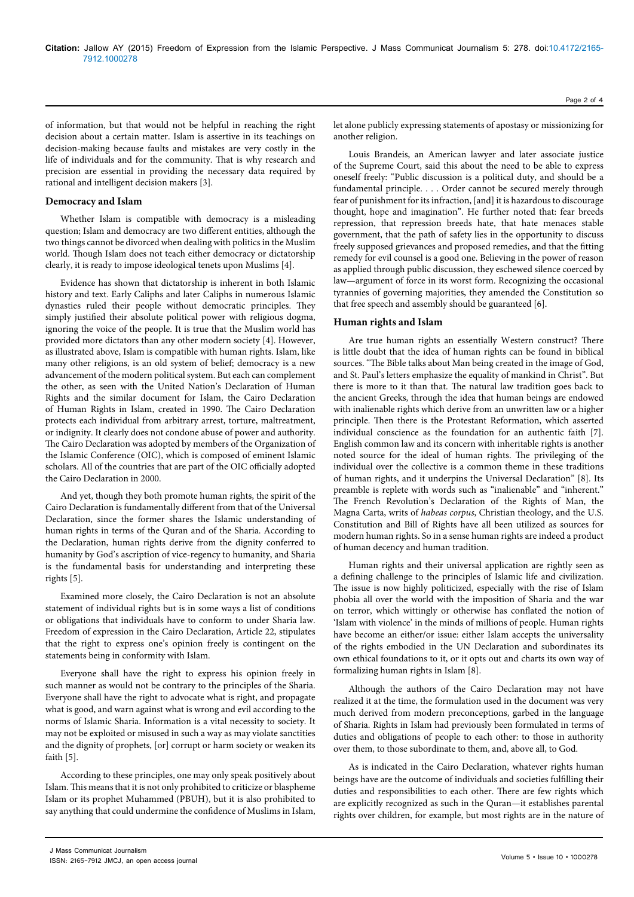of information, but that would not be helpful in reaching the right decision about a certain matter. Islam is assertive in its teachings on decision-making because faults and mistakes are very costly in the life of individuals and for the community. That is why research and precision are essential in providing the necessary data required by rational and intelligent decision makers [3].

## Democracy and Islam

Whether Islam is compatible with democracy is a misleading question; Islam and democracy are two different entities, although the two things cannot be divorced when dealing with politics in the Muslim world. Though Islam does not teach either democracy or dictatorship clearly, it is ready to impose ideological tenets upon Muslims [4].

Evidence has shown that dictatorship is inherent in both Islamic history and text. Early Caliphs and later Caliphs in numerous Islamic dynasties ruled their people without democratic principles. They simply justified their absolute political power with religious dogma, ignoring the voice of the people. It is true that the Muslim world has provided more dictators than any other modern society [4]. However, as illustrated above, Islam is compatible with human rights. Islam, like many other religions, is an old system of belief; democracy is a new advancement of the modern political system. But each can complement the other, as seen with the United Nation's Declaration of Human Rights and the similar document for Islam, the Cairo Declaration of Human Rights in Islam, created in 1990. The Cairo Declaration protects each individual from arbitrary arrest, torture, maltreatment, or indignity. It clearly does not condone abuse of power and authority. The Cairo Declaration was adopted by members of the Organization of the Islamic Conference (OIC), which is composed of eminent Islamic scholars. All of the countries that are part of the OIC officially adopted the Cairo Declaration in 2000.

And yet, though they both promote human rights, the spirit of the Cairo Declaration is fundamentally different from that of the Universal Declaration, since the former shares the Islamic understanding of human rights in terms of the Quran and of the Sharia. According to the Declaration, human rights derive from the dignity conferred to humanity by God's ascription of vice-regency to humanity, and Sharia is the fundamental basis for understanding and interpreting these rights [5].

Examined more closely, the Cairo Declaration is not an absolute statement of individual rights but is in some ways a list of conditions or obligations that individuals have to conform to under Sharia law. Freedom of expression in the Cairo Declaration, Article 22, stipulates that the right to express one's opinion freely is contingent on the statements being in conformity with Islam.

Everyone shall have the right to express his opinion freely in such manner as would not be contrary to the principles of the Sharia. Everyone shall have the right to advocate what is right, and propagate what is good, and warn against what is wrong and evil according to the norms of Islamic Sharia. Information is a vital necessity to society. It may not be exploited or misused in such a way as may violate sanctities and the dignity of prophets, [or] corrupt or harm society or weaken its faith [5].

According to these principles, one may only speak positively about Islam. This means that it is not only prohibited to criticize or blaspheme Islam or its prophet Muhammed (PBUH), but it is also prohibited to say anything that could undermine the confidence of Muslims in Islam, let alone publicly expressing statements of apostasy or missionizing for another religion.

Louis Brandeis, an American lawyer and later associate justice of the Supreme Court, said this about the need to be able to express oneself freely: "Public discussion is a political duty, and should be a fundamental principle. . . . Order cannot be secured merely through fear of punishment for its infraction, [and] it is hazardous to discourage thought, hope and imagination". He further noted that: fear breeds repression, that repression breeds hate, that hate menaces stable government, that the path of safety lies in the opportunity to discuss freely supposed grievances and proposed remedies, and that the fitting remedy for evil counsel is a good one. Believing in the power of reason as applied through public discussion, they eschewed silence coerced by law—argument of force in its worst form. Recognizing the occasional tyrannies of governing majorities, they amended the Constitution so that free speech and assembly should be guaranteed [6].

## Human rights and Islam

Are true human rights an essentially Western construct? There is little doubt that the idea of human rights can be found in biblical sources. "The Bible talks about Man being created in the image of God, and St. Paul's letters emphasize the equality of mankind in Christ". But there is more to it than that. The natural law tradition goes back to the ancient Greeks, through the idea that human beings are endowed with inalienable rights which derive from an unwritten law or a higher principle. Then there is the Protestant Reformation, which asserted individual conscience as the foundation for an authentic faith [7]. English common law and its concern with inheritable rights is another noted source for the ideal of human rights. The privileging of the individual over the collective is a common theme in these traditions of human rights, and it underpins the Universal Declaration" [8]. Its preamble is replete with words such as "inalienable" and "inherent." The French Revolution's Declaration of the Rights of Man, the Magna Carta, writs of *habeas corpus*, Christian theology, and the U.S. Constitution and Bill of Rights have all been utilized as sources for modern human rights. So in a sense human rights are indeed a product of human decency and human tradition.

Human rights and their universal application are rightly seen as a defining challenge to the principles of Islamic life and civilization. The issue is now highly politicized, especially with the rise of Islam phobia all over the world with the imposition of Sharia and the war on terror, which wittingly or otherwise has conflated the notion of 'Islam with violence' in the minds of millions of people. Human rights have become an either/or issue: either Islam accepts the universality of the rights embodied in the UN Declaration and subordinates its own ethical foundations to it, or it opts out and charts its own way of formalizing human rights in Islam [8].

Although the authors of the Cairo Declaration may not have realized it at the time, the formulation used in the document was very much derived from modern preconceptions, garbed in the language of Sharia. Rights in Islam had previously been formulated in terms of duties and obligations of people to each other: to those in authority over them, to those subordinate to them, and, above all, to God.

As is indicated in the Cairo Declaration, whatever rights human beings have are the outcome of individuals and societies fulfilling their duties and responsibilities to each other. There are few rights which are explicitly recognized as such in the Quran—it establishes parental rights over children, for example, but most rights are in the nature of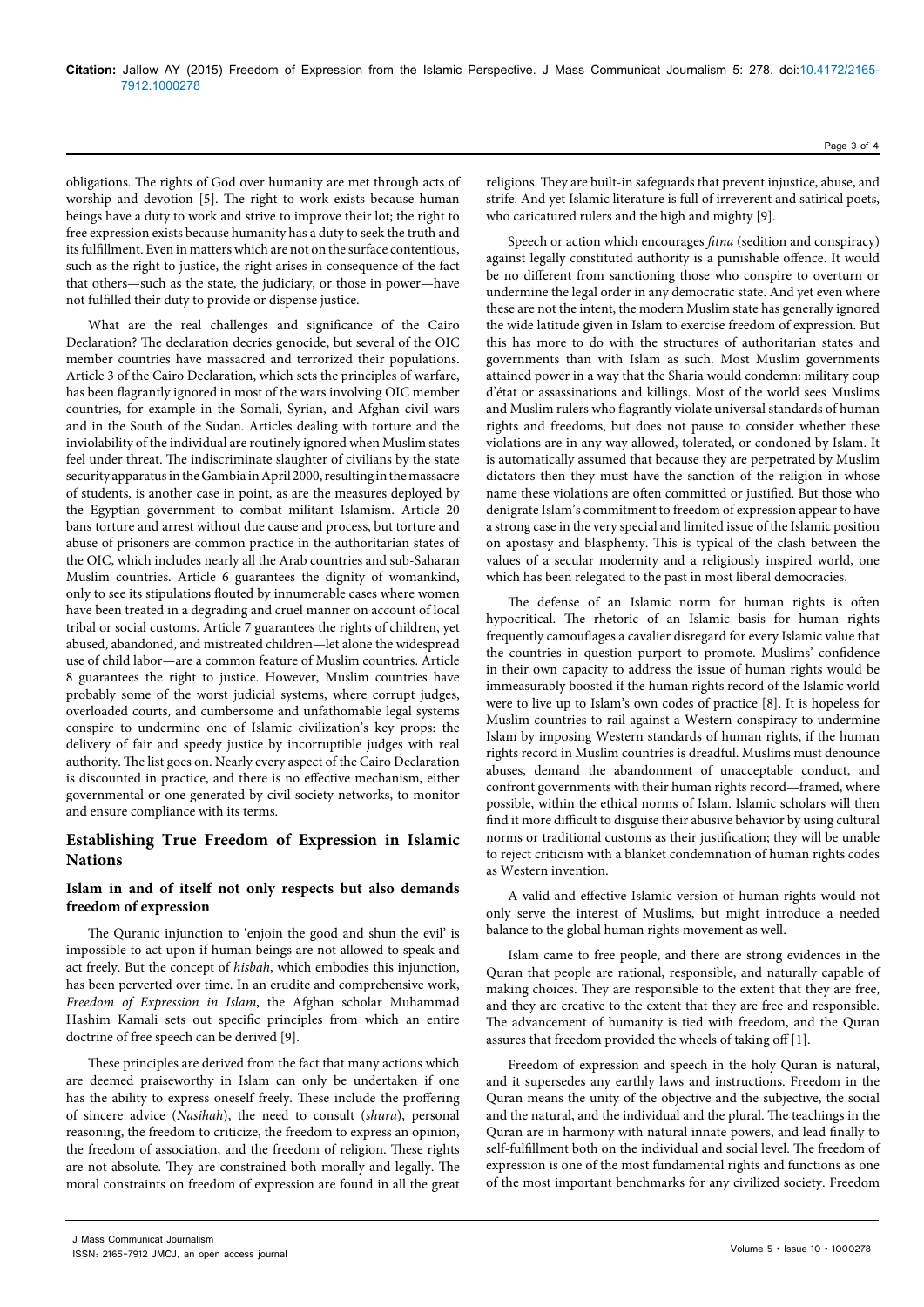obligations. The rights of God over humanity are met through acts of worship and devotion [5]. The right to work exists because human beings have a duty to work and strive to improve their lot; the right to free expression exists because humanity has a duty to seek the truth and its fulfillment. Even in matters which are not on the surface contentious, such as the right to justice, the right arises in consequence of the fact that others—such as the state, the judiciary, or those in power—have not fulfilled their duty to provide or dispense justice.

What are the real challenges and significance of the Cairo Declaration? The declaration decries genocide, but several of the OIC member countries have massacred and terrorized their populations. Article 3 of the Cairo Declaration, which sets the principles of warfare, has been flagrantly ignored in most of the wars involving OIC member countries, for example in the Somali, Syrian, and Afghan civil wars and in the South of the Sudan. Articles dealing with torture and the inviolability of the individual are routinely ignored when Muslim states feel under threat. The indiscriminate slaughter of civilians by the state security apparatus in the Gambia in April 2000, resulting in the massacre of students, is another case in point, as are the measures deployed by the Egyptian government to combat militant Islamism. Article 20 bans torture and arrest without due cause and process, but torture and abuse of prisoners are common practice in the authoritarian states of the OIC, which includes nearly all the Arab countries and sub-Saharan Muslim countries. Article 6 guarantees the dignity of womankind, only to see its stipulations flouted by innumerable cases where women have been treated in a degrading and cruel manner on account of local tribal or social customs. Article 7 guarantees the rights of children, yet abused, abandoned, and mistreated children—let alone the widespread use of child labor—are a common feature of Muslim countries. Article 8 guarantees the right to justice. However, Muslim countries have probably some of the worst judicial systems, where corrupt judges, overloaded courts, and cumbersome and unfathomable legal systems conspire to undermine one of Islamic civilization's key props: the delivery of fair and speedy justice by incorruptible judges with real authority. The list goes on. Nearly every aspect of the Cairo Declaration is discounted in practice, and there is no effective mechanism, either governmental or one generated by civil society networks, to monitor and ensure compliance with its terms.

## Establishing True Freedom of Expression in Islamic Nations

### Islam in and of itself not only respects but also demands freedom of expression

The Quranic injunction to 'enjoin the good and shun the evil' is impossible to act upon if human beings are not allowed to speak and act freely. But the concept of *hisbah*, which embodies this injunction, has been perverted over time. In an erudite and comprehensive work, *Freedom of Expression in Islam*, the Afghan scholar Muhammad Hashim Kamali sets out specific principles from which an entire doctrine of free speech can be derived [9].

These principles are derived from the fact that many actions which are deemed praiseworthy in Islam can only be undertaken if one has the ability to express oneself freely. These include the proffering of sincere advice (*Nasihah*), the need to consult (*shura*), personal reasoning, the freedom to criticize, the freedom to express an opinion, the freedom of association, and the freedom of religion. These rights are not absolute. They are constrained both morally and legally. The moral constraints on freedom of expression are found in all the great religions. They are built-in safeguards that prevent injustice, abuse, and strife. And yet Islamic literature is full of irreverent and satirical poets, who caricatured rulers and the high and mighty [9].

Speech or action which encourages *fitna* (sedition and conspiracy) against legally constituted authority is a punishable offence. It would be no different from sanctioning those who conspire to overturn or undermine the legal order in any democratic state. And yet even where these are not the intent, the modern Muslim state has generally ignored the wide latitude given in Islam to exercise freedom of expression. But this has more to do with the structures of authoritarian states and governments than with Islam as such. Most Muslim governments attained power in a way that the Sharia would condemn: military coup d'état or assassinations and killings. Most of the world sees Muslims and Muslim rulers who flagrantly violate universal standards of human rights and freedoms, but does not pause to consider whether these violations are in any way allowed, tolerated, or condoned by Islam. It is automatically assumed that because they are perpetrated by Muslim dictators then they must have the sanction of the religion in whose name these violations are often committed or justified. But those who denigrate Islam's commitment to freedom of expression appear to have a strong case in the very special and limited issue of the Islamic position on apostasy and blasphemy. This is typical of the clash between the values of a secular modernity and a religiously inspired world, one which has been relegated to the past in most liberal democracies.

The defense of an Islamic norm for human rights is often hypocritical. The rhetoric of an Islamic basis for human rights frequently camouflages a cavalier disregard for every Islamic value that the countries in question purport to promote. Muslims' confidence in their own capacity to address the issue of human rights would be immeasurably boosted if the human rights record of the Islamic world were to live up to Islam's own codes of practice [8]. It is hopeless for Muslim countries to rail against a Western conspiracy to undermine Islam by imposing Western standards of human rights, if the human rights record in Muslim countries is dreadful. Muslims must denounce abuses, demand the abandonment of unacceptable conduct, and confront governments with their human rights record—framed, where possible, within the ethical norms of Islam. Islamic scholars will then find it more difficult to disguise their abusive behavior by using cultural norms or traditional customs as their justification; they will be unable to reject criticism with a blanket condemnation of human rights codes as Western invention.

A valid and effective Islamic version of human rights would not only serve the interest of Muslims, but might introduce a needed balance to the global human rights movement as well.

Islam came to free people, and there are strong evidences in the Quran that people are rational, responsible, and naturally capable of making choices. They are responsible to the extent that they are free, and they are creative to the extent that they are free and responsible. The advancement of humanity is tied with freedom, and the Quran assures that freedom provided the wheels of taking off [1].

Freedom of expression and speech in the holy Quran is natural, and it supersedes any earthly laws and instructions. Freedom in the Quran means the unity of the objective and the subjective, the social and the natural, and the individual and the plural. The teachings in the Quran are in harmony with natural innate powers, and lead finally to self-fulfillment both on the individual and social level. The freedom of expression is one of the most fundamental rights and functions as one of the most important benchmarks for any civilized society. Freedom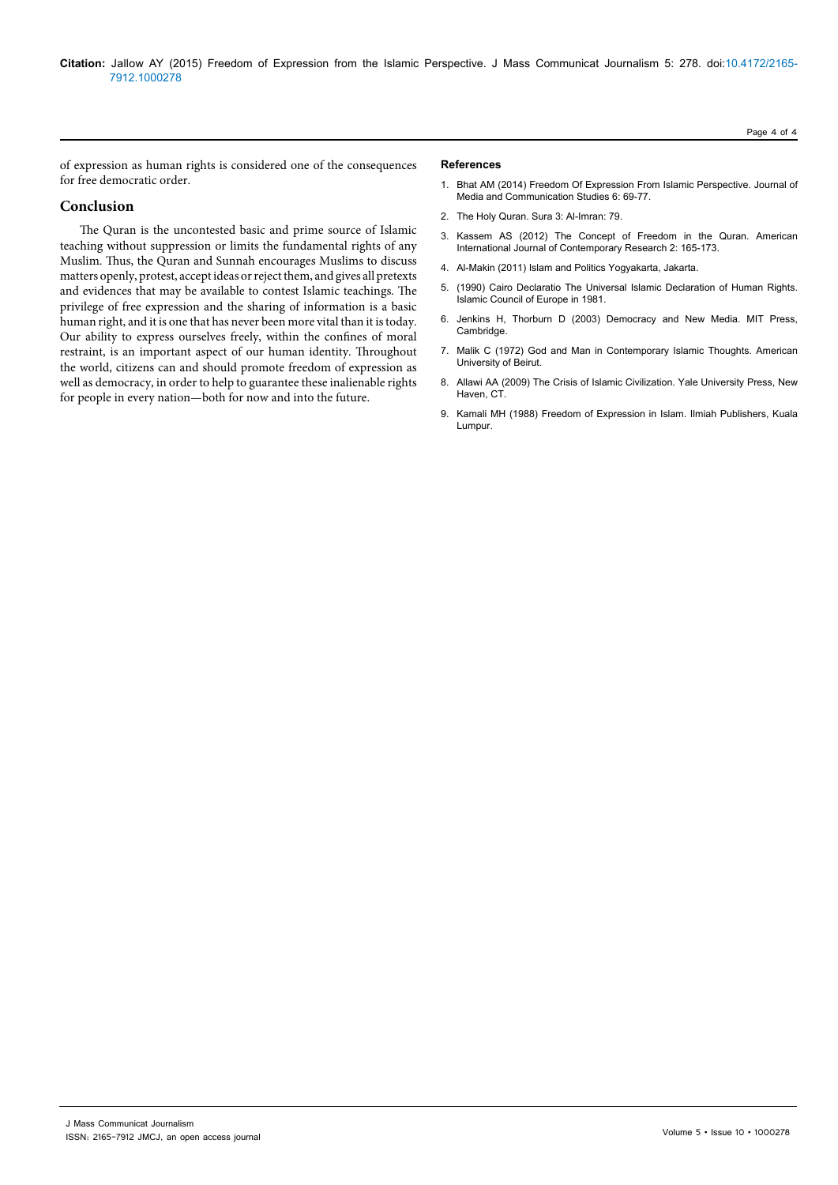of expression as human rights is considered one of the consequences for free democratic order.

## Conclusion

The Quran is the uncontested basic and prime source of Islamic teaching without suppression or limits the fundamental rights of any Muslim. Thus, the Quran and Sunnah encourages Muslims to discuss matters openly, protest, accept ideas or reject them, and gives all pretexts and evidences that may be available to contest Islamic teachings. The privilege of free expression and the sharing of information is a basic human right, and it is one that has never been more vital than it is today. Our ability to express ourselves freely, within the confines of moral restraint, is an important aspect of our human identity. Throughout the world, citizens can and should promote freedom of expression as well as democracy, in order to help to guarantee these inalienable rights for people in every nation—both for now and into the future.

### References

1. Bhat AM (2014) Freedom Of Expression From Islamic Perspective. Journal of Media and Communication Studies 6: 69-77.
2. The Holy Quran. Sura 3: Al-Imran: 79.
3. Kassem AS (2012) The Concept of Freedom in the Quran. American International Journal of Contemporary Research 2: 165-173.
4. Al-Makin (2011) Islam and Politics Yogyakarta, Jakarta.
5. (1990) Cairo Declaratio The Universal Islamic Declaration of Human Rights. Islamic Council of Europe in 1981.
6. Jenkins H, Thorburn D (2003) Democracy and New Media. MIT Press, Cambridge.
7. Malik C (1972) God and Man in Contemporary Islamic Thoughts. American University of Beirut.
8. Allawi AA (2009) The Crisis of Islamic Civilization. Yale University Press, New Haven, CT.
9. Kamali MH (1988) Freedom of Expression in Islam. Ilmiah Publishers, Kuala Lumpur.